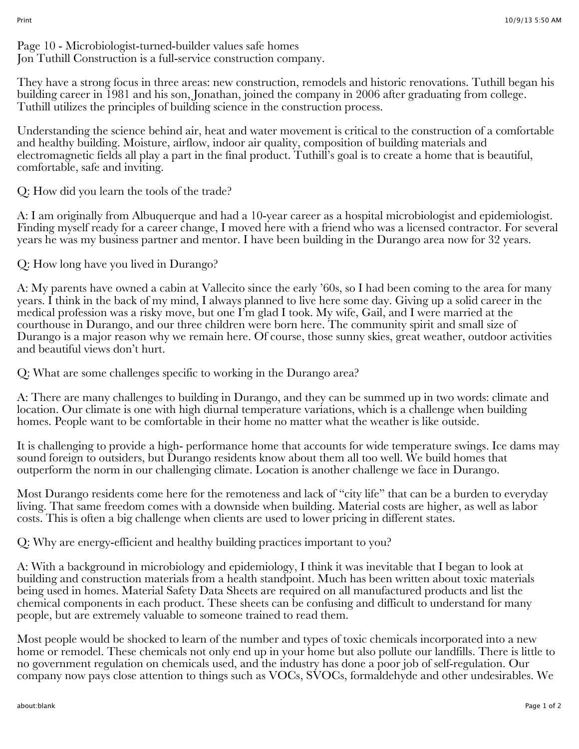Page 10 - Microbiologist-turned-builder values safe homes
Jon Tuthill Construction is a full-service construction company.

They have a strong focus in three areas: new construction, remodels and historic renovations. Tuthill began his building career in 1981 and his son, Jonathan, joined the company in 2006 after graduating from college. Tuthill utilizes the principles of building science in the construction process.

Understanding the science behind air, heat and water movement is critical to the construction of a comfortable and healthy building. Moisture, airflow, indoor air quality, composition of building materials and electromagnetic fields all play a part in the final product. Tuthill's goal is to create a home that is beautiful, comfortable, safe and inviting.

Q: How did you learn the tools of the trade?

A: I am originally from Albuquerque and had a 10-year career as a hospital microbiologist and epidemiologist. Finding myself ready for a career change, I moved here with a friend who was a licensed contractor. For several years he was my business partner and mentor. I have been building in the Durango area now for 32 years.

Q: How long have you lived in Durango?

A: My parents have owned a cabin at Vallecito since the early '60s, so I had been coming to the area for many years. I think in the back of my mind, I always planned to live here some day. Giving up a solid career in the medical profession was a risky move, but one I'm glad I took. My wife, Gail, and I were married at the courthouse in Durango, and our three children were born here. The community spirit and small size of Durango is a major reason why we remain here. Of course, those sunny skies, great weather, outdoor activities and beautiful views don't hurt.

Q: What are some challenges specific to working in the Durango area?

A: There are many challenges to building in Durango, and they can be summed up in two words: climate and location. Our climate is one with high diurnal temperature variations, which is a challenge when building homes. People want to be comfortable in their home no matter what the weather is like outside.

It is challenging to provide a high- performance home that accounts for wide temperature swings. Ice dams may sound foreign to outsiders, but Durango residents know about them all too well. We build homes that outperform the norm in our challenging climate. Location is another challenge we face in Durango.

Most Durango residents come here for the remoteness and lack of "city life" that can be a burden to everyday living. That same freedom comes with a downside when building. Material costs are higher, as well as labor costs. This is often a big challenge when clients are used to lower pricing in different states.

Q: Why are energy-efficient and healthy building practices important to you?

A: With a background in microbiology and epidemiology, I think it was inevitable that I began to look at building and construction materials from a health standpoint. Much has been written about toxic materials being used in homes. Material Safety Data Sheets are required on all manufactured products and list the chemical components in each product. These sheets can be confusing and difficult to understand for many people, but are extremely valuable to someone trained to read them.

Most people would be shocked to learn of the number and types of toxic chemicals incorporated into a new home or remodel. These chemicals not only end up in your home but also pollute our landfills. There is little to no government regulation on chemicals used, and the industry has done a poor job of self-regulation. Our company now pays close attention to things such as VOCs, SVOCs, formaldehyde and other undesirables. We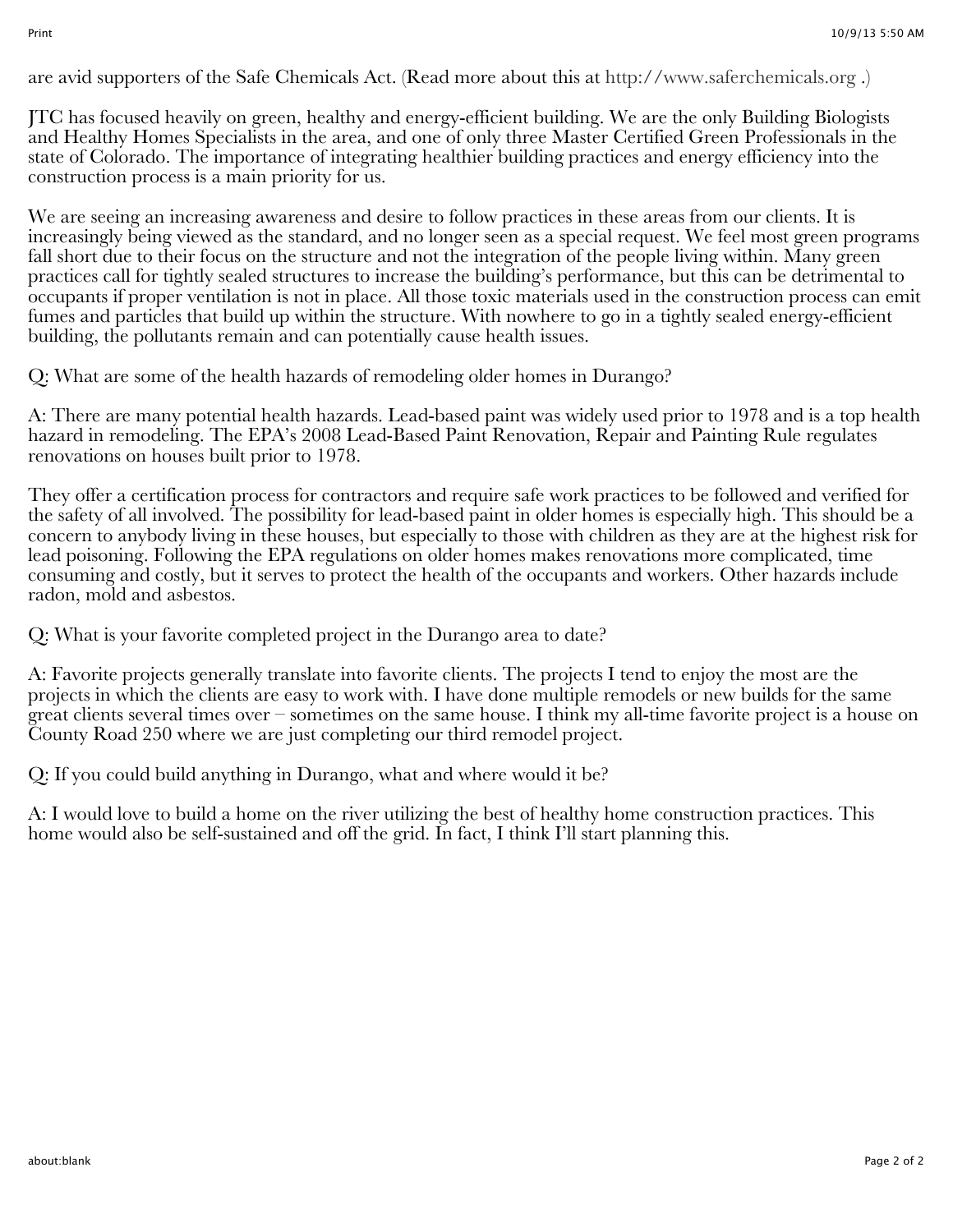are avid supporters of the Safe Chemicals Act. (Read more about this at http://www.saferchemicals.org .)

JTC has focused heavily on green, healthy and energy-efficient building. We are the only Building Biologists and Healthy Homes Specialists in the area, and one of only three Master Certified Green Professionals in the state of Colorado. The importance of integrating healthier building practices and energy efficiency into the construction process is a main priority for us.

We are seeing an increasing awareness and desire to follow practices in these areas from our clients. It is increasingly being viewed as the standard, and no longer seen as a special request. We feel most green programs fall short due to their focus on the structure and not the integration of the people living within. Many green practices call for tightly sealed structures to increase the building's performance, but this can be detrimental to occupants if proper ventilation is not in place. All those toxic materials used in the construction process can emit fumes and particles that build up within the structure. With nowhere to go in a tightly sealed energy-efficient building, the pollutants remain and can potentially cause health issues.

Q: What are some of the health hazards of remodeling older homes in Durango?

A: There are many potential health hazards. Lead-based paint was widely used prior to 1978 and is a top health hazard in remodeling. The EPA's 2008 Lead-Based Paint Renovation, Repair and Painting Rule regulates renovations on houses built prior to 1978.

They offer a certification process for contractors and require safe work practices to be followed and verified for the safety of all involved. The possibility for lead-based paint in older homes is especially high. This should be a concern to anybody living in these houses, but especially to those with children as they are at the highest risk for lead poisoning. Following the EPA regulations on older homes makes renovations more complicated, time consuming and costly, but it serves to protect the health of the occupants and workers. Other hazards include radon, mold and asbestos.

Q: What is your favorite completed project in the Durango area to date?

A: Favorite projects generally translate into favorite clients. The projects I tend to enjoy the most are the projects in which the clients are easy to work with. I have done multiple remodels or new builds for the same great clients several times over – sometimes on the same house. I think my all-time favorite project is a house on County Road 250 where we are just completing our third remodel project.

Q: If you could build anything in Durango, what and where would it be?

A: I would love to build a home on the river utilizing the best of healthy home construction practices. This home would also be self-sustained and off the grid. In fact, I think I'll start planning this.